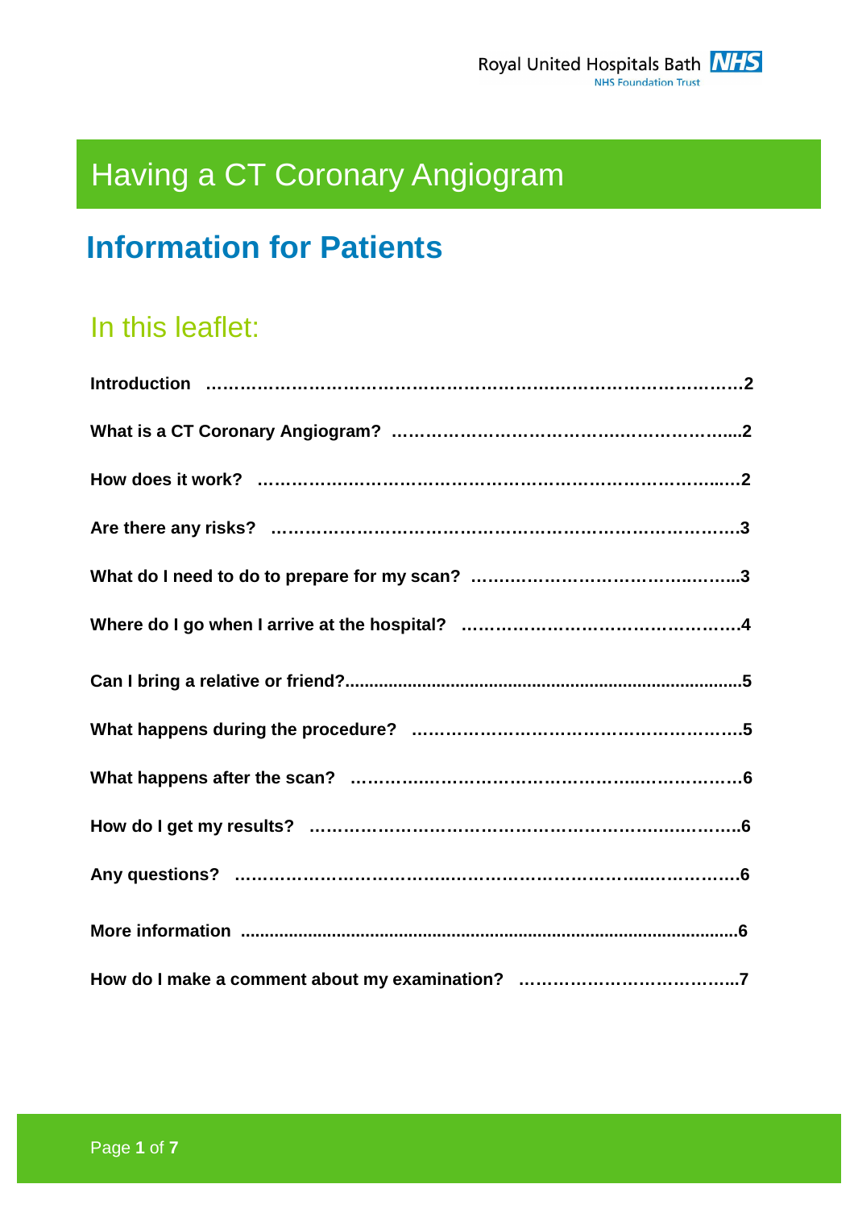Royal United Hospitals Bath NHS Foundation Trust

# Having a CT Coronary Angiogram

## Information for Patients

### In this leaflet:

| | |
|---|---|
| **Introduction** | **2** |
| **What is a CT Coronary Angiogram?** | **2** |
| **How does it work?** | **2** |
| **Are there any risks?** | **3** |
| **What do I need to do to prepare for my scan?** | **3** |
| **Where do I go when I arrive at the hospital?** | **4** |
| **Can I bring a relative or friend?** | **5** |
| **What happens during the procedure?** | **5** |
| **What happens after the scan?** | **6** |
| **How do I get my results?** | **6** |
| **Any questions?** | **6** |
| **More information** | **6** |
| **How do I make a comment about my examination?** | **7** |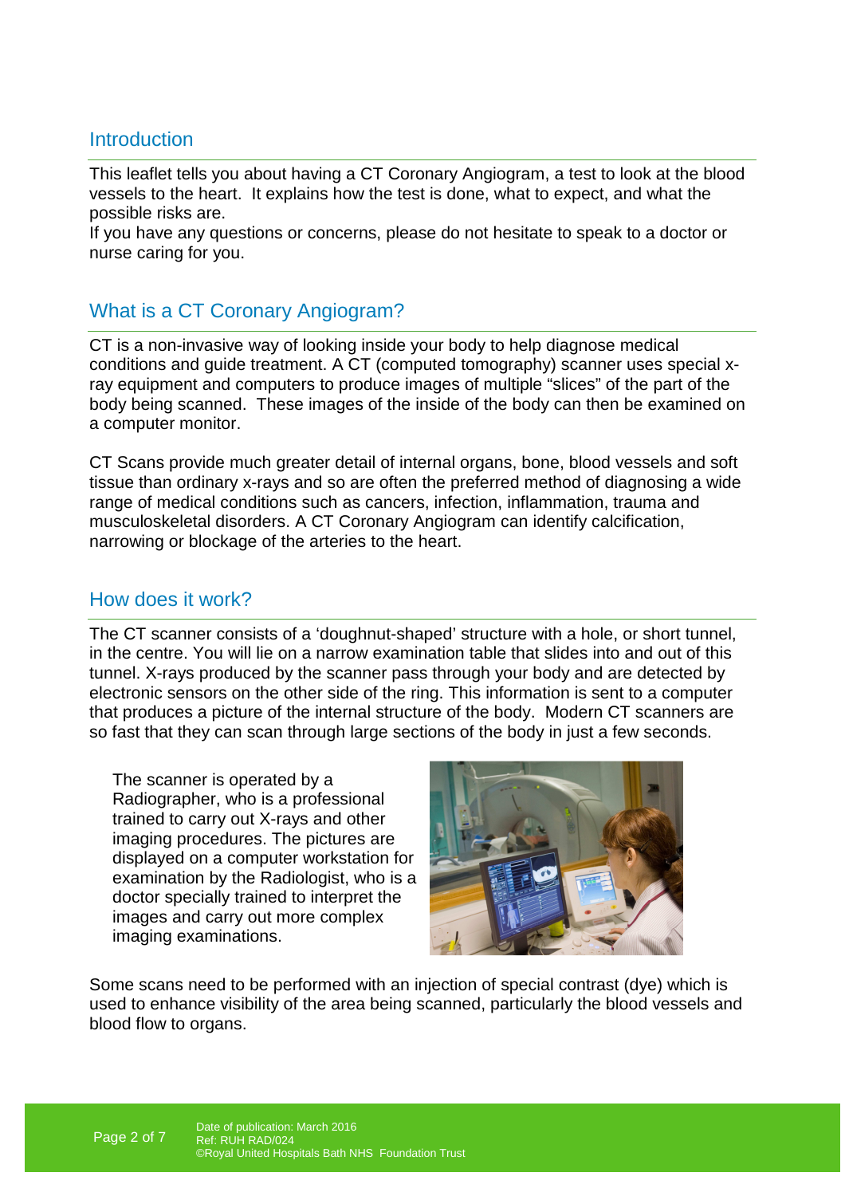## Introduction

This leaflet tells you about having a CT Coronary Angiogram, a test to look at the blood vessels to the heart. It explains how the test is done, what to expect, and what the possible risks are.
If you have any questions or concerns, please do not hesitate to speak to a doctor or nurse caring for you.

## What is a CT Coronary Angiogram?

CT is a non-invasive way of looking inside your body to help diagnose medical conditions and guide treatment. A CT (computed tomography) scanner uses special x-ray equipment and computers to produce images of multiple "slices" of the part of the body being scanned. These images of the inside of the body can then be examined on a computer monitor.

CT Scans provide much greater detail of internal organs, bone, blood vessels and soft tissue than ordinary x-rays and so are often the preferred method of diagnosing a wide range of medical conditions such as cancers, infection, inflammation, trauma and musculoskeletal disorders. A CT Coronary Angiogram can identify calcification, narrowing or blockage of the arteries to the heart.

## How does it work?

The CT scanner consists of a 'doughnut-shaped' structure with a hole, or short tunnel, in the centre. You will lie on a narrow examination table that slides into and out of this tunnel. X-rays produced by the scanner pass through your body and are detected by electronic sensors on the other side of the ring. This information is sent to a computer that produces a picture of the internal structure of the body. Modern CT scanners are so fast that they can scan through large sections of the body in just a few seconds.

The scanner is operated by a Radiographer, who is a professional trained to carry out X-rays and other imaging procedures. The pictures are displayed on a computer workstation for examination by the Radiologist, who is a doctor specially trained to interpret the images and carry out more complex imaging examinations.

Some scans need to be performed with an injection of special contrast (dye) which is used to enhance visibility of the area being scanned, particularly the blood vessels and blood flow to organs.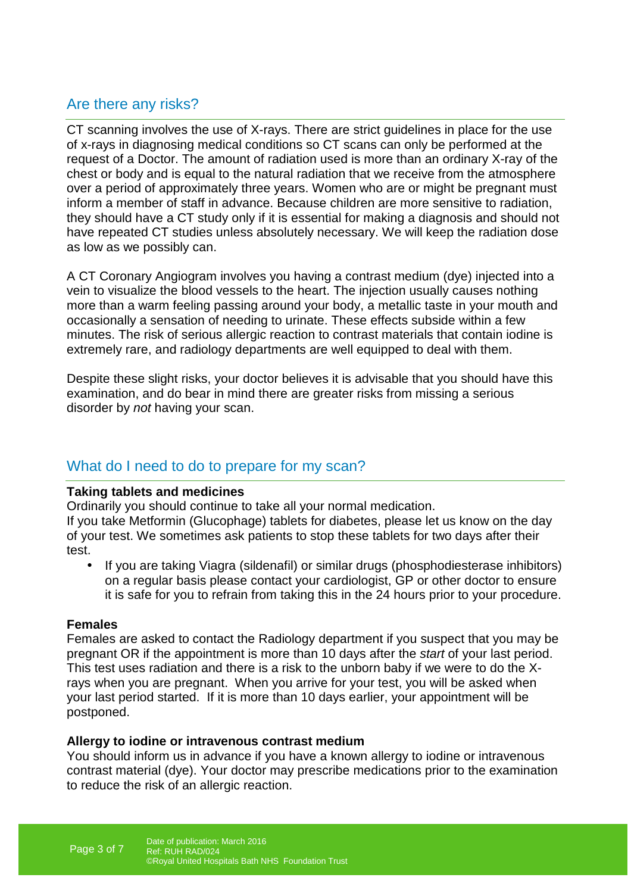## Are there any risks?

CT scanning involves the use of X-rays. There are strict guidelines in place for the use of x-rays in diagnosing medical conditions so CT scans can only be performed at the request of a Doctor. The amount of radiation used is more than an ordinary X-ray of the chest or body and is equal to the natural radiation that we receive from the atmosphere over a period of approximately three years. Women who are or might be pregnant must inform a member of staff in advance. Because children are more sensitive to radiation, they should have a CT study only if it is essential for making a diagnosis and should not have repeated CT studies unless absolutely necessary. We will keep the radiation dose as low as we possibly can.

A CT Coronary Angiogram involves you having a contrast medium (dye) injected into a vein to visualize the blood vessels to the heart. The injection usually causes nothing more than a warm feeling passing around your body, a metallic taste in your mouth and occasionally a sensation of needing to urinate. These effects subside within a few minutes. The risk of serious allergic reaction to contrast materials that contain iodine is extremely rare, and radiology departments are well equipped to deal with them.

Despite these slight risks, your doctor believes it is advisable that you should have this examination, and do bear in mind there are greater risks from missing a serious disorder by *not* having your scan.

## What do I need to do to prepare for my scan?

**Taking tablets and medicines**

Ordinarily you should continue to take all your normal medication.
If you take Metformin (Glucophage) tablets for diabetes, please let us know on the day of your test. We sometimes ask patients to stop these tablets for two days after their test.

- If you are taking Viagra (sildenafil) or similar drugs (phosphodiesterase inhibitors) on a regular basis please contact your cardiologist, GP or other doctor to ensure it is safe for you to refrain from taking this in the 24 hours prior to your procedure.

**Females**

Females are asked to contact the Radiology department if you suspect that you may be pregnant OR if the appointment is more than 10 days after the *start* of your last period. This test uses radiation and there is a risk to the unborn baby if we were to do the X-rays when you are pregnant. When you arrive for your test, you will be asked when your last period started. If it is more than 10 days earlier, your appointment will be postponed.

**Allergy to iodine or intravenous contrast medium**

You should inform us in advance if you have a known allergy to iodine or intravenous contrast material (dye). Your doctor may prescribe medications prior to the examination to reduce the risk of an allergic reaction.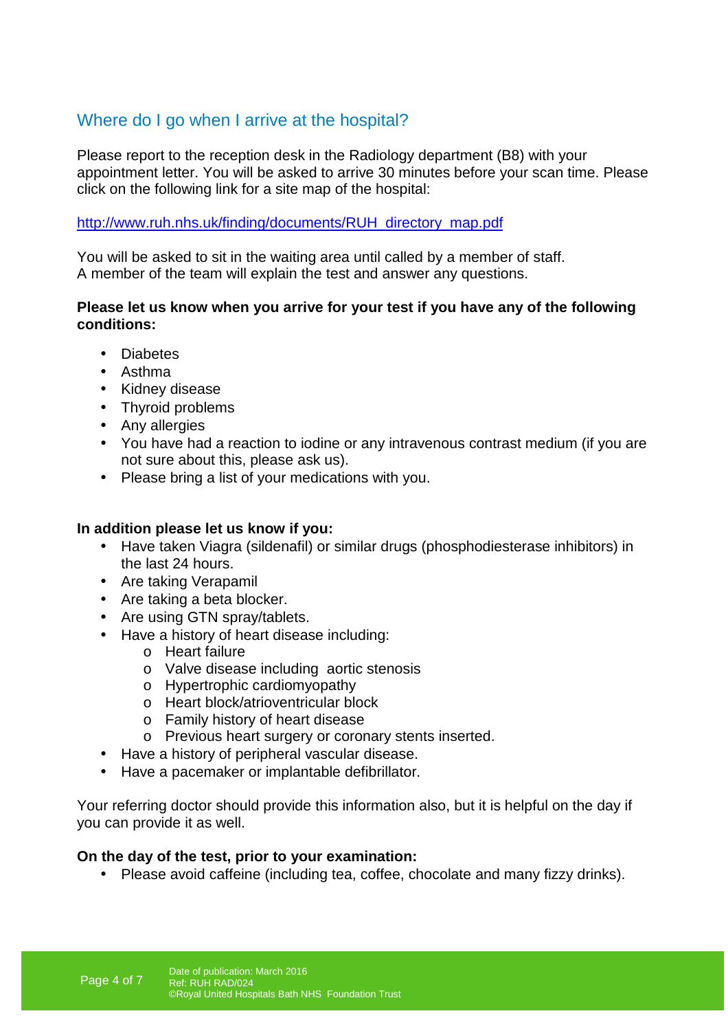## Where do I go when I arrive at the hospital?

Please report to the reception desk in the Radiology department (B8) with your appointment letter. You will be asked to arrive 30 minutes before your scan time. Please click on the following link for a site map of the hospital:

http://www.ruh.nhs.uk/finding/documents/RUH_directory_map.pdf

You will be asked to sit in the waiting area until called by a member of staff.
A member of the team will explain the test and answer any questions.

**Please let us know when you arrive for your test if you have any of the following conditions:**

- Diabetes
- Asthma
- Kidney disease
- Thyroid problems
- Any allergies
- You have had a reaction to iodine or any intravenous contrast medium (if you are not sure about this, please ask us).
- Please bring a list of your medications with you.

**In addition please let us know if you:**

- Have taken Viagra (sildenafil) or similar drugs (phosphodiesterase inhibitors) in the last 24 hours.
- Are taking Verapamil
- Are taking a beta blocker.
- Are using GTN spray/tablets.
- Have a history of heart disease including:
  - Heart failure
  - Valve disease including aortic stenosis
  - Hypertrophic cardiomyopathy
  - Heart block/atrioventricular block
  - Family history of heart disease
  - Previous heart surgery or coronary stents inserted.
- Have a history of peripheral vascular disease.
- Have a pacemaker or implantable defibrillator.

Your referring doctor should provide this information also, but it is helpful on the day if you can provide it as well.

**On the day of the test, prior to your examination:**

- Please avoid caffeine (including tea, coffee, chocolate and many fizzy drinks).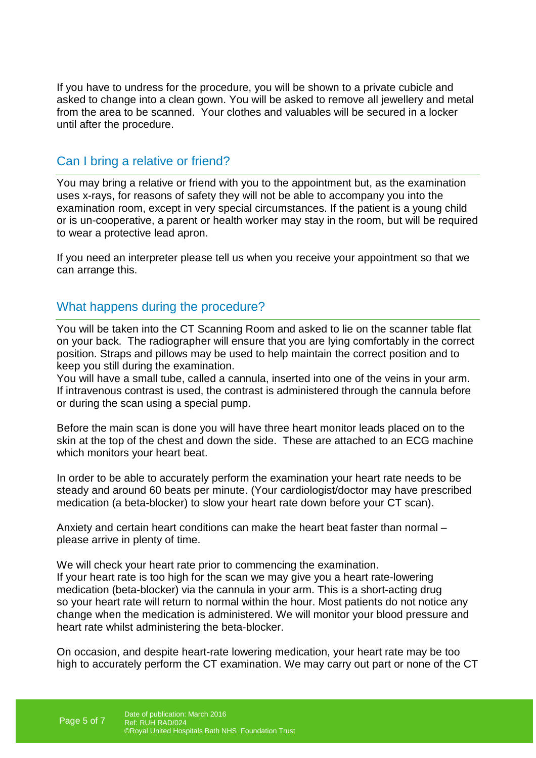If you have to undress for the procedure, you will be shown to a private cubicle and asked to change into a clean gown. You will be asked to remove all jewellery and metal from the area to be scanned. Your clothes and valuables will be secured in a locker until after the procedure.

## Can I bring a relative or friend?

You may bring a relative or friend with you to the appointment but, as the examination uses x-rays, for reasons of safety they will not be able to accompany you into the examination room, except in very special circumstances. If the patient is a young child or is un-cooperative, a parent or health worker may stay in the room, but will be required to wear a protective lead apron.

If you need an interpreter please tell us when you receive your appointment so that we can arrange this.

## What happens during the procedure?

You will be taken into the CT Scanning Room and asked to lie on the scanner table flat on your back. The radiographer will ensure that you are lying comfortably in the correct position. Straps and pillows may be used to help maintain the correct position and to keep you still during the examination.
You will have a small tube, called a cannula, inserted into one of the veins in your arm. If intravenous contrast is used, the contrast is administered through the cannula before or during the scan using a special pump.

Before the main scan is done you will have three heart monitor leads placed on to the skin at the top of the chest and down the side. These are attached to an ECG machine which monitors your heart beat.

In order to be able to accurately perform the examination your heart rate needs to be steady and around 60 beats per minute. (Your cardiologist/doctor may have prescribed medication (a beta-blocker) to slow your heart rate down before your CT scan).

Anxiety and certain heart conditions can make the heart beat faster than normal – please arrive in plenty of time.

We will check your heart rate prior to commencing the examination.
If your heart rate is too high for the scan we may give you a heart rate-lowering medication (beta-blocker) via the cannula in your arm. This is a short-acting drug so your heart rate will return to normal within the hour. Most patients do not notice any change when the medication is administered. We will monitor your blood pressure and heart rate whilst administering the beta-blocker.

On occasion, and despite heart-rate lowering medication, your heart rate may be too high to accurately perform the CT examination. We may carry out part or none of the CT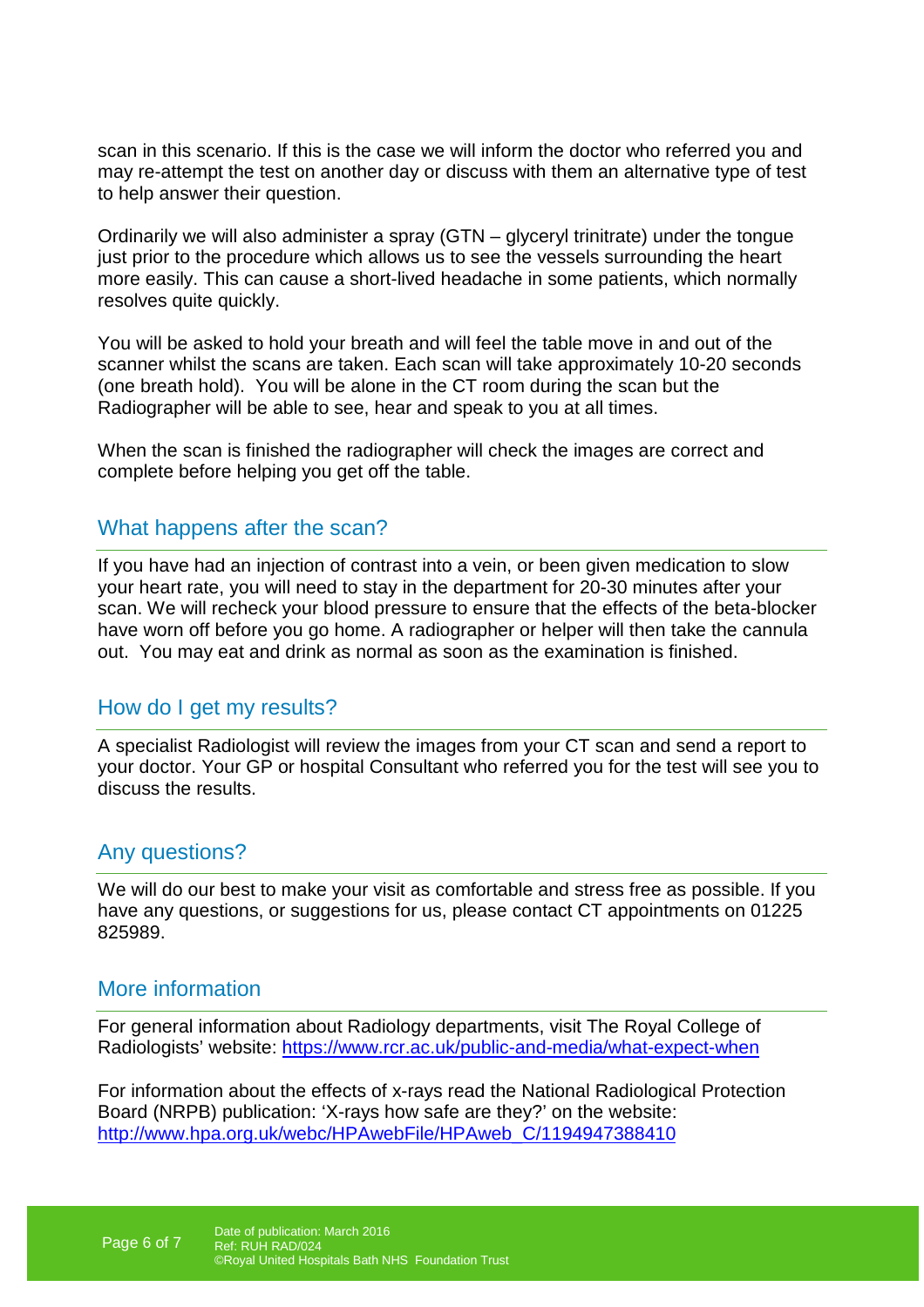scan in this scenario. If this is the case we will inform the doctor who referred you and may re-attempt the test on another day or discuss with them an alternative type of test to help answer their question.

Ordinarily we will also administer a spray (GTN – glyceryl trinitrate) under the tongue just prior to the procedure which allows us to see the vessels surrounding the heart more easily. This can cause a short-lived headache in some patients, which normally resolves quite quickly.

You will be asked to hold your breath and will feel the table move in and out of the scanner whilst the scans are taken. Each scan will take approximately 10-20 seconds (one breath hold). You will be alone in the CT room during the scan but the Radiographer will be able to see, hear and speak to you at all times.

When the scan is finished the radiographer will check the images are correct and complete before helping you get off the table.

## What happens after the scan?

If you have had an injection of contrast into a vein, or been given medication to slow your heart rate, you will need to stay in the department for 20-30 minutes after your scan. We will recheck your blood pressure to ensure that the effects of the beta-blocker have worn off before you go home. A radiographer or helper will then take the cannula out. You may eat and drink as normal as soon as the examination is finished.

## How do I get my results?

A specialist Radiologist will review the images from your CT scan and send a report to your doctor. Your GP or hospital Consultant who referred you for the test will see you to discuss the results.

## Any questions?

We will do our best to make your visit as comfortable and stress free as possible. If you have any questions, or suggestions for us, please contact CT appointments on 01225 825989.

## More information

For general information about Radiology departments, visit The Royal College of Radiologists' website: https://www.rcr.ac.uk/public-and-media/what-expect-when

For information about the effects of x-rays read the National Radiological Protection Board (NRPB) publication: 'X-rays how safe are they?' on the website: http://www.hpa.org.uk/webc/HPAwebFile/HPAweb_C/1194947388410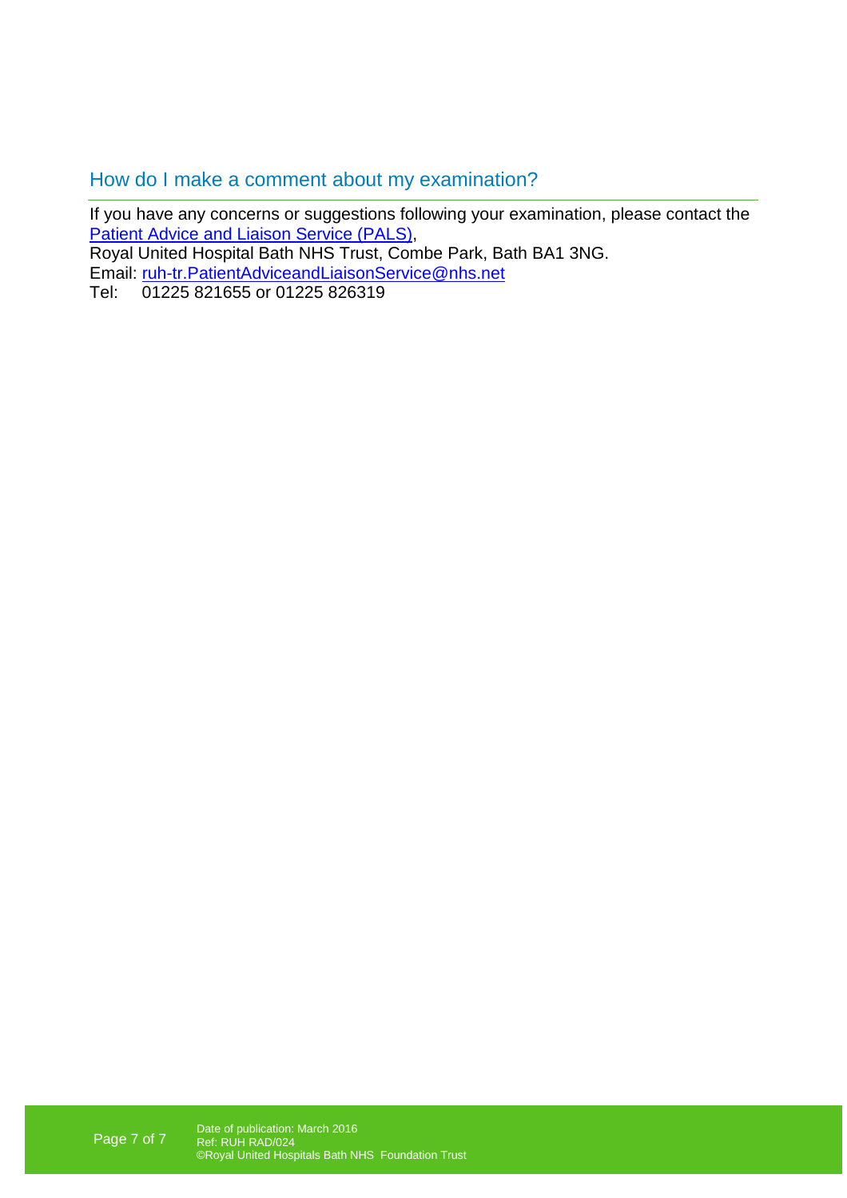## How do I make a comment about my examination?

If you have any concerns or suggestions following your examination, please contact the Patient Advice and Liaison Service (PALS),
Royal United Hospital Bath NHS Trust, Combe Park, Bath BA1 3NG.
Email: ruh-tr.PatientAdviceandLiaisonService@nhs.net
Tel: 01225 821655 or 01225 826319

Date of publication: March 2016
Ref: RUH RAD/024
©Royal United Hospitals Bath NHS Foundation Trust